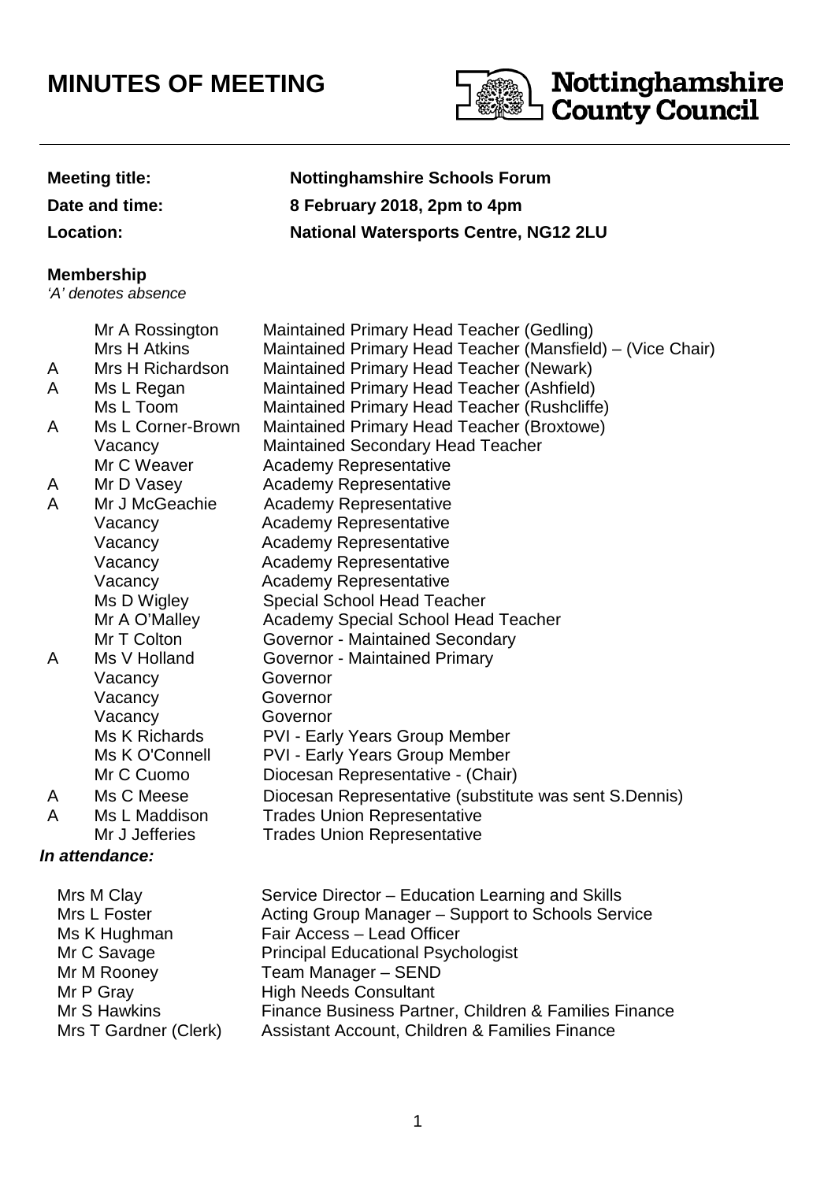# MINUTES OF MEETING

Nottinghamshire County Council

| | |
|---|---|
| **Meeting title:** | **Nottinghamshire Schools Forum** |
| **Date and time:** | **8 February 2018, 2pm to 4pm** |
| **Location:** | **National Watersports Centre, NG12 2LU** |

## Membership

*'A' denotes absence*

| | | |
|---|---|---|
| | Mr A Rossington | Maintained Primary Head Teacher (Gedling) |
| | Mrs H Atkins | Maintained Primary Head Teacher (Mansfield) – (Vice Chair) |
| A | Mrs H Richardson | Maintained Primary Head Teacher (Newark) |
| A | Ms L Regan | Maintained Primary Head Teacher (Ashfield) |
| | Ms L Toom | Maintained Primary Head Teacher (Rushcliffe) |
| A | Ms L Corner-Brown | Maintained Primary Head Teacher (Broxtowe) |
| | Vacancy | Maintained Secondary Head Teacher |
| | Mr C Weaver | Academy Representative |
| A | Mr D Vasey | Academy Representative |
| A | Mr J McGeachie | Academy Representative |
| | Vacancy | Academy Representative |
| | Vacancy | Academy Representative |
| | Vacancy | Academy Representative |
| | Vacancy | Academy Representative |
| | Ms D Wigley | Special School Head Teacher |
| | Mr A O'Malley | Academy Special School Head Teacher |
| | Mr T Colton | Governor - Maintained Secondary |
| A | Ms V Holland | Governor - Maintained Primary |
| | Vacancy | Governor |
| | Vacancy | Governor |
| | Vacancy | Governor |
| | Ms K Richards | PVI - Early Years Group Member |
| | Ms K O'Connell | PVI - Early Years Group Member |
| | Mr C Cuomo | Diocesan Representative - (Chair) |
| A | Ms C Meese | Diocesan Representative (substitute was sent S.Dennis) |
| A | Ms L Maddison | Trades Union Representative |
| | Mr J Jefferies | Trades Union Representative |

### *In attendance:*

| | |
|---|---|
| Mrs M Clay | Service Director – Education Learning and Skills |
| Mrs L Foster | Acting Group Manager – Support to Schools Service |
| Ms K Hughman | Fair Access – Lead Officer |
| Mr C Savage | Principal Educational Psychologist |
| Mr M Rooney | Team Manager – SEND |
| Mr P Gray | High Needs Consultant |
| Mr S Hawkins | Finance Business Partner, Children & Families Finance |
| Mrs T Gardner (Clerk) | Assistant Account, Children & Families Finance |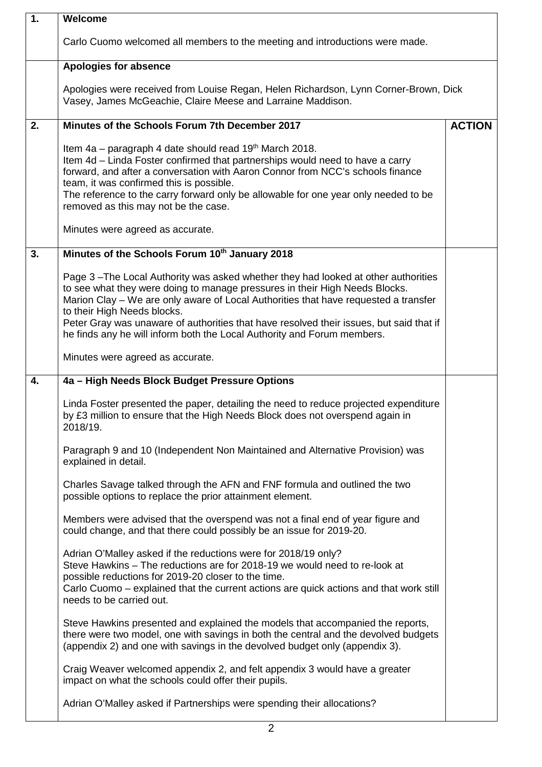| | | |
|---|---|---|
| **1.** | **Welcome**<br><br>Carlo Cuomo welcomed all members to the meeting and introductions were made. | |
| | **Apologies for absence**<br><br>Apologies were received from Louise Regan, Helen Richardson, Lynn Corner-Brown, Dick Vasey, James McGeachie, Claire Meese and Larraine Maddison. | |
| **2.** | **Minutes of the Schools Forum 7th December 2017**<br><br>Item 4a – paragraph 4 date should read 19th March 2018.<br>Item 4d – Linda Foster confirmed that partnerships would need to have a carry forward, and after a conversation with Aaron Connor from NCC's schools finance team, it was confirmed this is possible.<br>The reference to the carry forward only be allowable for one year only needed to be removed as this may not be the case.<br><br>Minutes were agreed as accurate. | **ACTION** |
| **3.** | **Minutes of the Schools Forum 10th January 2018**<br><br>Page 3 –The Local Authority was asked whether they had looked at other authorities to see what they were doing to manage pressures in their High Needs Blocks.<br>Marion Clay – We are only aware of Local Authorities that have requested a transfer to their High Needs blocks.<br>Peter Gray was unaware of authorities that have resolved their issues, but said that if he finds any he will inform both the Local Authority and Forum members.<br><br>Minutes were agreed as accurate. | |
| **4.** | **4a – High Needs Block Budget Pressure Options**<br><br>Linda Foster presented the paper, detailing the need to reduce projected expenditure by £3 million to ensure that the High Needs Block does not overspend again in 2018/19.<br><br>Paragraph 9 and 10 (Independent Non Maintained and Alternative Provision) was explained in detail.<br><br>Charles Savage talked through the AFN and FNF formula and outlined the two possible options to replace the prior attainment element.<br><br>Members were advised that the overspend was not a final end of year figure and could change, and that there could possibly be an issue for 2019-20.<br><br>Adrian O'Malley asked if the reductions were for 2018/19 only?<br>Steve Hawkins – The reductions are for 2018-19 we would need to re-look at possible reductions for 2019-20 closer to the time.<br>Carlo Cuomo – explained that the current actions are quick actions and that work still needs to be carried out.<br><br>Steve Hawkins presented and explained the models that accompanied the reports, there were two model, one with savings in both the central and the devolved budgets (appendix 2) and one with savings in the devolved budget only (appendix 3).<br><br>Craig Weaver welcomed appendix 2, and felt appendix 3 would have a greater impact on what the schools could offer their pupils.<br><br>Adrian O'Malley asked if Partnerships were spending their allocations? | |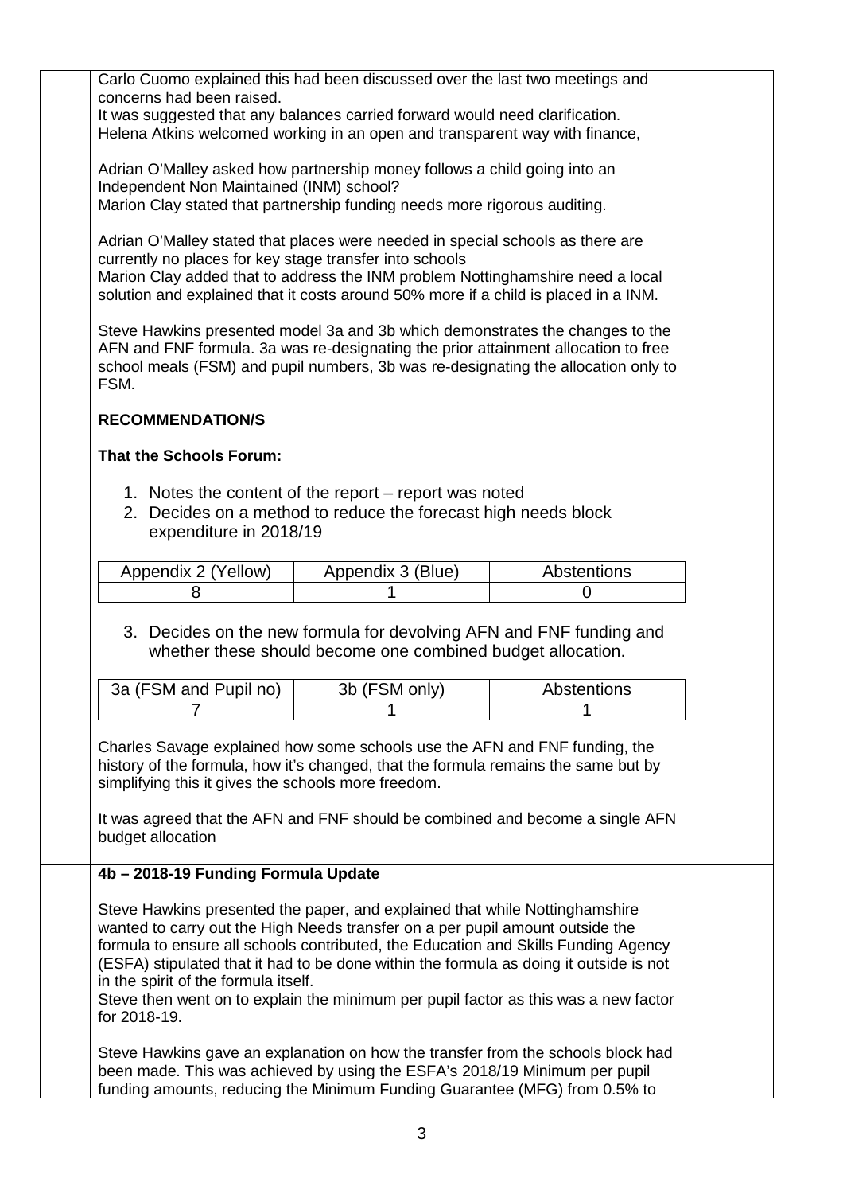Carlo Cuomo explained this had been discussed over the last two meetings and concerns had been raised.
It was suggested that any balances carried forward would need clarification.
Helena Atkins welcomed working in an open and transparent way with finance,

Adrian O'Malley asked how partnership money follows a child going into an Independent Non Maintained (INM) school?
Marion Clay stated that partnership funding needs more rigorous auditing.

Adrian O'Malley stated that places were needed in special schools as there are currently no places for key stage transfer into schools
Marion Clay added that to address the INM problem Nottinghamshire need a local solution and explained that it costs around 50% more if a child is placed in a INM.

Steve Hawkins presented model 3a and 3b which demonstrates the changes to the AFN and FNF formula. 3a was re-designating the prior attainment allocation to free school meals (FSM) and pupil numbers, 3b was re-designating the allocation only to FSM.

**RECOMMENDATION/S**

**That the Schools Forum:**

1. Notes the content of the report – report was noted
2. Decides on a method to reduce the forecast high needs block expenditure in 2018/19

| Appendix 2 (Yellow) | Appendix 3 (Blue) | Abstentions |
|---|---|---|
| 8 | 1 | 0 |

3. Decides on the new formula for devolving AFN and FNF funding and whether these should become one combined budget allocation.

| 3a (FSM and Pupil no) | 3b (FSM only) | Abstentions |
|---|---|---|
| 7 | 1 | 1 |

Charles Savage explained how some schools use the AFN and FNF funding, the history of the formula, how it's changed, that the formula remains the same but by simplifying this it gives the schools more freedom.

It was agreed that the AFN and FNF should be combined and become a single AFN budget allocation

**4b – 2018-19 Funding Formula Update**

Steve Hawkins presented the paper, and explained that while Nottinghamshire wanted to carry out the High Needs transfer on a per pupil amount outside the formula to ensure all schools contributed, the Education and Skills Funding Agency (ESFA) stipulated that it had to be done within the formula as doing it outside is not in the spirit of the formula itself.
Steve then went on to explain the minimum per pupil factor as this was a new factor for 2018-19.

Steve Hawkins gave an explanation on how the transfer from the schools block had been made. This was achieved by using the ESFA's 2018/19 Minimum per pupil funding amounts, reducing the Minimum Funding Guarantee (MFG) from 0.5% to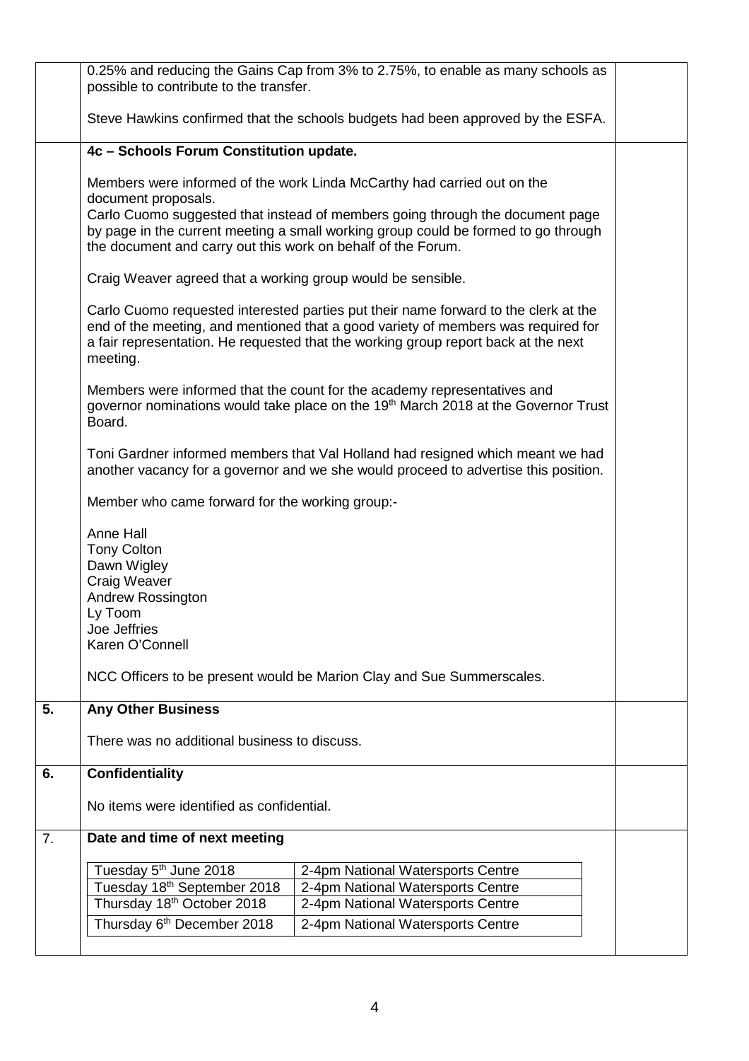0.25% and reducing the Gains Cap from 3% to 2.75%, to enable as many schools as possible to contribute to the transfer.

Steve Hawkins confirmed that the schools budgets had been approved by the ESFA.

**4c – Schools Forum Constitution update.**

Members were informed of the work Linda McCarthy had carried out on the document proposals.
Carlo Cuomo suggested that instead of members going through the document page by page in the current meeting a small working group could be formed to go through the document and carry out this work on behalf of the Forum.

Craig Weaver agreed that a working group would be sensible.

Carlo Cuomo requested interested parties put their name forward to the clerk at the end of the meeting, and mentioned that a good variety of members was required for a fair representation. He requested that the working group report back at the next meeting.

Members were informed that the count for the academy representatives and governor nominations would take place on the 19th March 2018 at the Governor Trust Board.

Toni Gardner informed members that Val Holland had resigned which meant we had another vacancy for a governor and we she would proceed to advertise this position.

Member who came forward for the working group:-

Anne Hall
Tony Colton
Dawn Wigley
Craig Weaver
Andrew Rossington
Ly Toom
Joe Jeffries
Karen O'Connell

NCC Officers to be present would be Marion Clay and Sue Summerscales.

## 5. Any Other Business

There was no additional business to discuss.

## 6. Confidentiality

No items were identified as confidential.

## 7. Date and time of next meeting

| | |
|---|---|
| Tuesday 5th June 2018 | 2-4pm National Watersports Centre |
| Tuesday 18th September 2018 | 2-4pm National Watersports Centre |
| Thursday 18th October 2018 | 2-4pm National Watersports Centre |
| Thursday 6th December 2018 | 2-4pm National Watersports Centre |